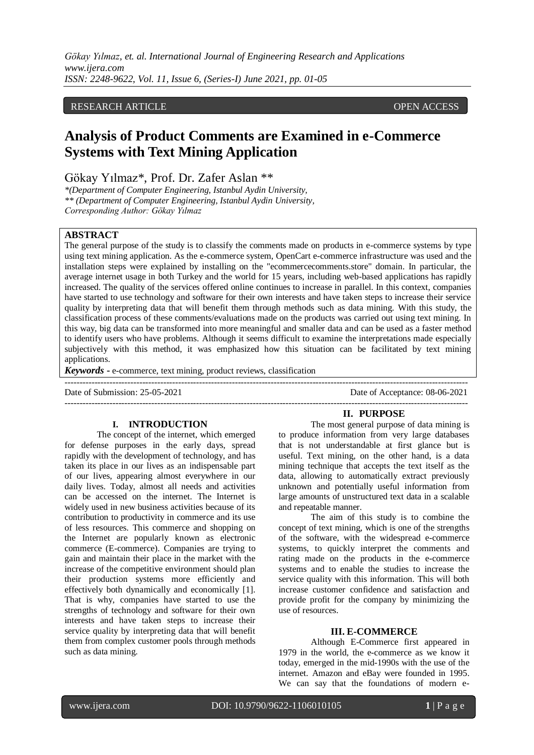RESEARCH ARTICLE OPEN ACCESS

# Analysis of Product Comments are Examined in e-Commerce Systems with Text Mining Application

Gökay Yılmaz*, Prof. Dr. Zafer Aslan **

*(Department of Computer Engineering, Istanbul Aydin University,
** (Department of Computer Engineering, Istanbul Aydin University,
Corresponding Author: Gökay Yılmaz

## ABSTRACT

The general purpose of the study is to classify the comments made on products in e-commerce systems by type using text mining application. As the e-commerce system, OpenCart e-commerce infrastructure was used and the installation steps were explained by installing on the "ecommercecomments.store" domain. In particular, the average internet usage in both Turkey and the world for 15 years, including web-based applications has rapidly increased. The quality of the services offered online continues to increase in parallel. In this context, companies have started to use technology and software for their own interests and have taken steps to increase their service quality by interpreting data that will benefit them through methods such as data mining. With this study, the classification process of these comments/evaluations made on the products was carried out using text mining. In this way, big data can be transformed into more meaningful and smaller data and can be used as a faster method to identify users who have problems. Although it seems difficult to examine the interpretations made especially subjectively with this method, it was emphasized how this situation can be facilitated by text mining applications.

***Keywords*** **-** e-commerce, text mining, product reviews, classification

---

Date of Submission: 25-05-2021 Date of Acceptance: 08-06-2021

---

## I. INTRODUCTION

The concept of the internet, which emerged for defense purposes in the early days, spread rapidly with the development of technology, and has taken its place in our lives as an indispensable part of our lives, appearing almost everywhere in our daily lives. Today, almost all needs and activities can be accessed on the internet. The Internet is widely used in new business activities because of its contribution to productivity in commerce and its use of less resources. This commerce and shopping on the Internet are popularly known as electronic commerce (E-commerce). Companies are trying to gain and maintain their place in the market with the increase of the competitive environment should plan their production systems more efficiently and effectively both dynamically and economically [1]. That is why, companies have started to use the strengths of technology and software for their own interests and have taken steps to increase their service quality by interpreting data that will benefit them from complex customer pools through methods such as data mining.

## II. PURPOSE

The most general purpose of data mining is to produce information from very large databases that is not understandable at first glance but is useful. Text mining, on the other hand, is a data mining technique that accepts the text itself as the data, allowing to automatically extract previously unknown and potentially useful information from large amounts of unstructured text data in a scalable and repeatable manner.

The aim of this study is to combine the concept of text mining, which is one of the strengths of the software, with the widespread e-commerce systems, to quickly interpret the comments and rating made on the products in the e-commerce systems and to enable the studies to increase the service quality with this information. This will both increase customer confidence and satisfaction and provide profit for the company by minimizing the use of resources.

## III. E-COMMERCE

Although E-Commerce first appeared in 1979 in the world, the e-commerce as we know it today, emerged in the mid-1990s with the use of the internet. Amazon and eBay were founded in 1995. We can say that the foundations of modern e-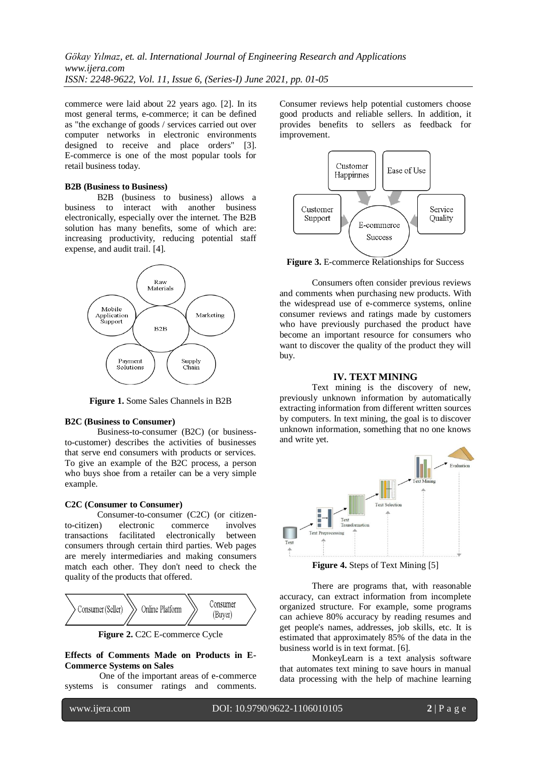commerce were laid about 22 years ago. [2]. In its most general terms, e-commerce; it can be defined as "the exchange of goods / services carried out over computer networks in electronic environments designed to receive and place orders" [3]. E-commerce is one of the most popular tools for retail business today.

**B2B (Business to Business)**

B2B (business to business) allows a business to interact with another business electronically, especially over the internet. The B2B solution has many benefits, some of which are: increasing productivity, reducing potential staff expense, and audit trail. [4].

**Figure 1.** Some Sales Channels in B2B

**B2C (Business to Consumer)**

Business-to-consumer (B2C) (or business-to-customer) describes the activities of businesses that serve end consumers with products or services. To give an example of the B2C process, a person who buys shoe from a retailer can be a very simple example.

**C2C (Consumer to Consumer)**

Consumer-to-consumer (C2C) (or citizen-to-citizen) electronic commerce involves transactions facilitated electronically between consumers through certain third parties. Web pages are merely intermediaries and making consumers match each other. They don't need to check the quality of the products that offered.

**Figure 2.** C2C E-commerce Cycle

**Effects of Comments Made on Products in E-Commerce Systems on Sales**

One of the important areas of e-commerce systems is consumer ratings and comments. Consumer reviews help potential customers choose good products and reliable sellers. In addition, it provides benefits to sellers as feedback for improvement.

**Figure 3.** E-commerce Relationships for Success

Consumers often consider previous reviews and comments when purchasing new products. With the widespread use of e-commerce systems, online consumer reviews and ratings made by customers who have previously purchased the product have become an important resource for consumers who want to discover the quality of the product they will buy.

## IV. TEXT MINING

Text mining is the discovery of new, previously unknown information by automatically extracting information from different written sources by computers. In text mining, the goal is to discover unknown information, something that no one knows and write yet.

**Figure 4.** Steps of Text Mining [5]

There are programs that, with reasonable accuracy, can extract information from incomplete organized structure. For example, some programs can achieve 80% accuracy by reading resumes and get people's names, addresses, job skills, etc. It is estimated that approximately 85% of the data in the business world is in text format. [6].

MonkeyLearn is a text analysis software that automates text mining to save hours in manual data processing with the help of machine learning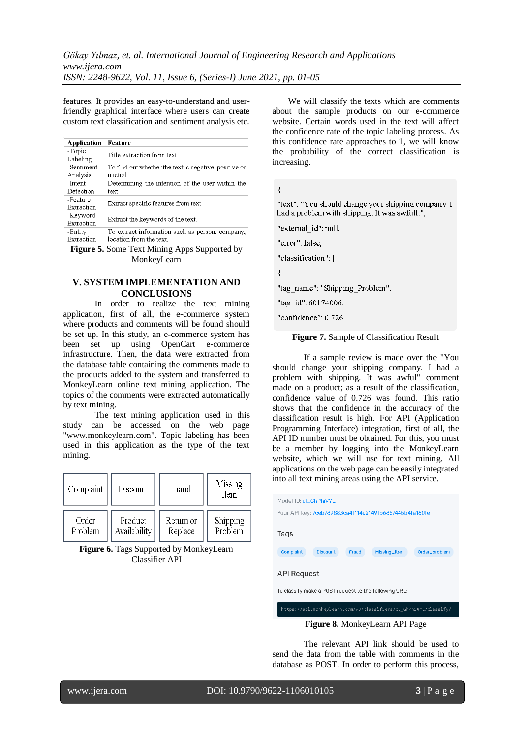features. It provides an easy-to-understand and user-friendly graphical interface where users can create custom text classification and sentiment analysis etc.

| Application | Feature |
|---|---|
| -Topic Labeling | Title extraction from text. |
| -Sentiment Analysis | To find out whether the text is negative, positive or nuetral. |
| -Intent Detection | Determining the intention of the user within the text. |
| -Feature Extraction | Extract specific features from text. |
| -Keyword Extraction | Extract the keywords of the text. |
| -Entity Extraction | To extract information such as person, company, location from the text. |

**Figure 5.** Some Text Mining Apps Supported by MonkeyLearn

## V. SYSTEM IMPLEMENTATION AND CONCLUSIONS

In order to realize the text mining application, first of all, the e-commerce system where products and comments will be found should be set up. In this study, an e-commerce system has been set up using OpenCart e-commerce infrastructure. Then, the data were extracted from the database table containing the comments made to the products added to the system and transferred to MonkeyLearn online text mining application. The topics of the comments were extracted automatically by text mining.

The text mining application used in this study can be accessed on the web page "www.monkeylearn.com". Topic labeling has been used in this application as the type of the text mining.

| Complaint | Discount | Fraud | Missing Item |
|---|---|---|---|
| Order Problem | Product Availability | Return or Replace | Shipping Problem |

**Figure 6.** Tags Supported by MonkeyLearn Classifier API

We will classify the texts which are comments about the sample products on our e-commerce website. Certain words used in the text will affect the confidence rate of the topic labeling process. As this confidence rate approaches to 1, we will know the probability of the correct classification is increasing.

```
{
"text": "You should change your shipping company. I had a problem with shipping. It was awfull.",
"external_id": null,
"error": false,
"classification": [
{
"tag_name": "Shipping_Problem",
"tag_id": 60174006,
"confidence": 0.726
```

**Figure 7.** Sample of Classification Result

If a sample review is made over the "You should change your shipping company. I had a problem with shipping. It was awful" comment made on a product; as a result of the classification, confidence value of 0.726 was found. This ratio shows that the confidence in the accuracy of the classification result is high. For API (Application Programming Interface) integration, first of all, the API ID number must be obtained. For this, you must be a member by logging into the MonkeyLearn website, which we will use for text mining. All applications on the web page can be easily integrated into all text mining areas using the API service.

Model ID: cl_GhPhiVYE

Your API Key: 7ceb789883ca4f114c2149fb6867445b4fa180fe

Tags

Complaint | Discount | Fraud | Missing_Item | Order_problem

API Request

To classify make a POST request to the following URL:

```
https://api.monkeylearn.com/v3/classifiers/cl_GhPhiVYE/classify/
```

**Figure 8.** MonkeyLearn API Page

The relevant API link should be used to send the data from the table with comments in the database as POST. In order to perform this process,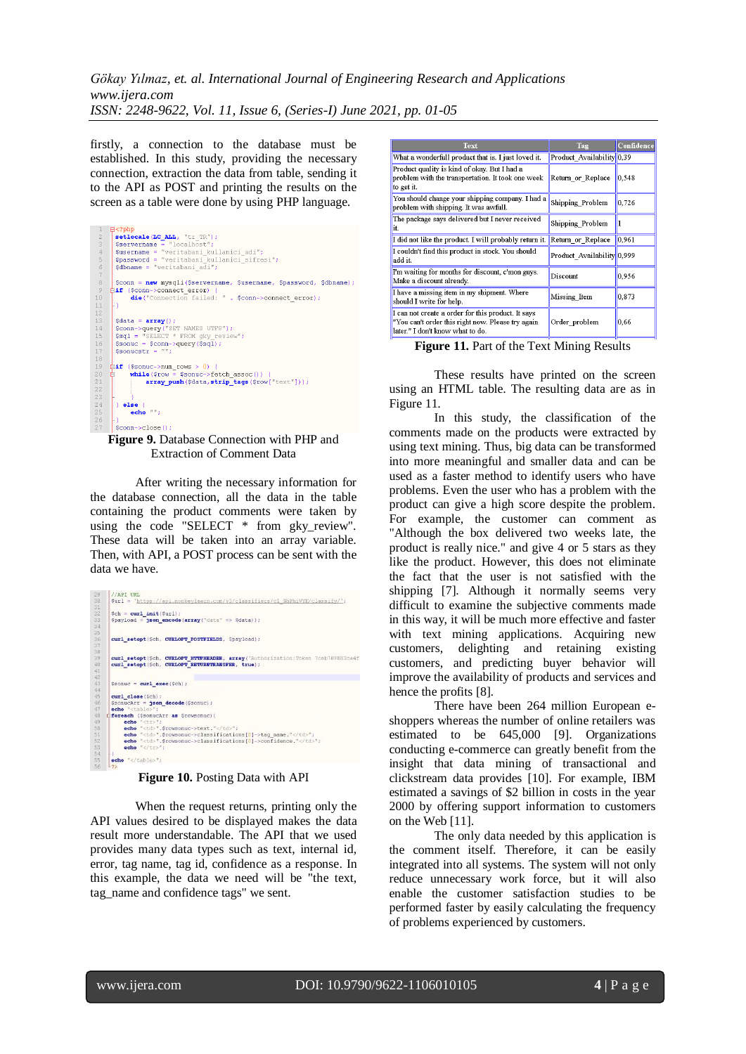firstly, a connection to the database must be established. In this study, providing the necessary connection, extraction the data from table, sending it to the API as POST and printing the results on the screen as a table were done by using PHP language.

```php
<?php
setlocale(LC_ALL, 'tr_TR');
$servername = "localhost";
$username = "veritabani_kullanici_adi";
$password = "veritabani_kullanici_sifresi";
$dbname = "veritabani_adi";

$conn = new mysqli($servername, $username, $password, $dbname);
if ($conn->connect_error) {
    die("Connection failed: " . $conn->connect_error);
}

$data = array();
$conn->query("SET NAMES UTF8");
$sql = "SELECT * FROM gky_review";
$sonuc = $conn->query($sql);
$sonucstr = "";

if ($sonuc->num_rows > 0) {
    while($row = $sonuc->fetch_assoc()) {
        array_push($data,strip_tags($row["text"]));

    }
} else {
    echo "";
}
$conn->close();
```

**Figure 9.** Database Connection with PHP and Extraction of Comment Data

After writing the necessary information for the database connection, all the data in the table containing the product comments were taken by using the code "SELECT * from gky_review". These data will be taken into an array variable. Then, with API, a POST process can be sent with the data we have.

```php
//API URL
$url = 'https://api.monkeylearn.com/v3/classifiers/cl_SbPhiYYE/classify/';

$ch = curl_init($url);
$payload = json_encode(array("data" => $data));

curl_setopt($ch, CURLOPT_POSTFIELDS, $payload);

curl_setopt($ch, CURLOPT_HTTPHEADER, array('Authorization:Token 7ceb789883ce4f
curl_setopt($ch, CURLOPT_RETURNTRANSFER, true);

$sonuc = curl_exec($ch);

curl_close($ch);
$sonucArr = json_decode($sonuc);
echo "<table>";
foreach ($sonucArr as $rowsonuc){
    echo "<tr>";
    echo "<td>".$rowsonuc->text."</td>";
    echo "<td>".$rowsonuc->classifications[0]->tag_name."</td>";
    echo "<td>".$rowsonuc->classifications[0]->confidence."</td>";
    echo "</tr>";
}
echo "</table>";
?>
```

**Figure 10.** Posting Data with API

When the request returns, printing only the API values desired to be displayed makes the data result more understandable. The API that we used provides many data types such as text, internal id, error, tag name, tag id, confidence as a response. In this example, the data we need will be "the text, tag_name and confidence tags" we sent.

| Text | Tag | Confidence |
|---|---|---|
| What a wonderfull product that is. I just loved it. | Product_Availability | 0,39 |
| Product quality is kind of okay. But I had a problem with the transportation. It took one week to get it. | Return_or_Replace | 0,548 |
| You should change your shipping company. I had a problem with shipping. It was awfull. | Shipping_Problem | 0,726 |
| The package says delivered but I never received it. | Shipping_Problem | 1 |
| I did not like the product. I will probably return it. | Return_or_Replace | 0,961 |
| I couldn't find this product in stock. You should add it. | Product_Availability | 0,999 |
| I'm waiting for months for discount, c'mon guys. Make a discount already. | Discount | 0,956 |
| I have a missing item in my shipment. Where should I write for help. | Missing_Item | 0,873 |
| I can not create a order for this product. It says "You can't order this right now. Please try again later." I don't know what to do. | Order_problem | 0,66 |

**Figure 11.** Part of the Text Mining Results

These results have printed on the screen using an HTML table. The resulting data are as in Figure 11.

In this study, the classification of the comments made on the products were extracted by using text mining. Thus, big data can be transformed into more meaningful and smaller data and can be used as a faster method to identify users who have problems. Even the user who has a problem with the product can give a high score despite the problem. For example, the customer can comment as "Although the box delivered two weeks late, the product is really nice." and give 4 or 5 stars as they like the product. However, this does not eliminate the fact that the user is not satisfied with the shipping [7]. Although it normally seems very difficult to examine the subjective comments made in this way, it will be much more effective and faster with text mining applications. Acquiring new customers, delighting and retaining existing customers, and predicting buyer behavior will improve the availability of products and services and hence the profits [8].

There have been 264 million European e-shoppers whereas the number of online retailers was estimated to be 645,000 [9]. Organizations conducting e-commerce can greatly benefit from the insight that data mining of transactional and clickstream data provides [10]. For example, IBM estimated a savings of $2 billion in costs in the year 2000 by offering support information to customers on the Web [11].

The only data needed by this application is the comment itself. Therefore, it can be easily integrated into all systems. The system will not only reduce unnecessary work force, but it will also enable the customer satisfaction studies to be performed faster by easily calculating the frequency of problems experienced by customers.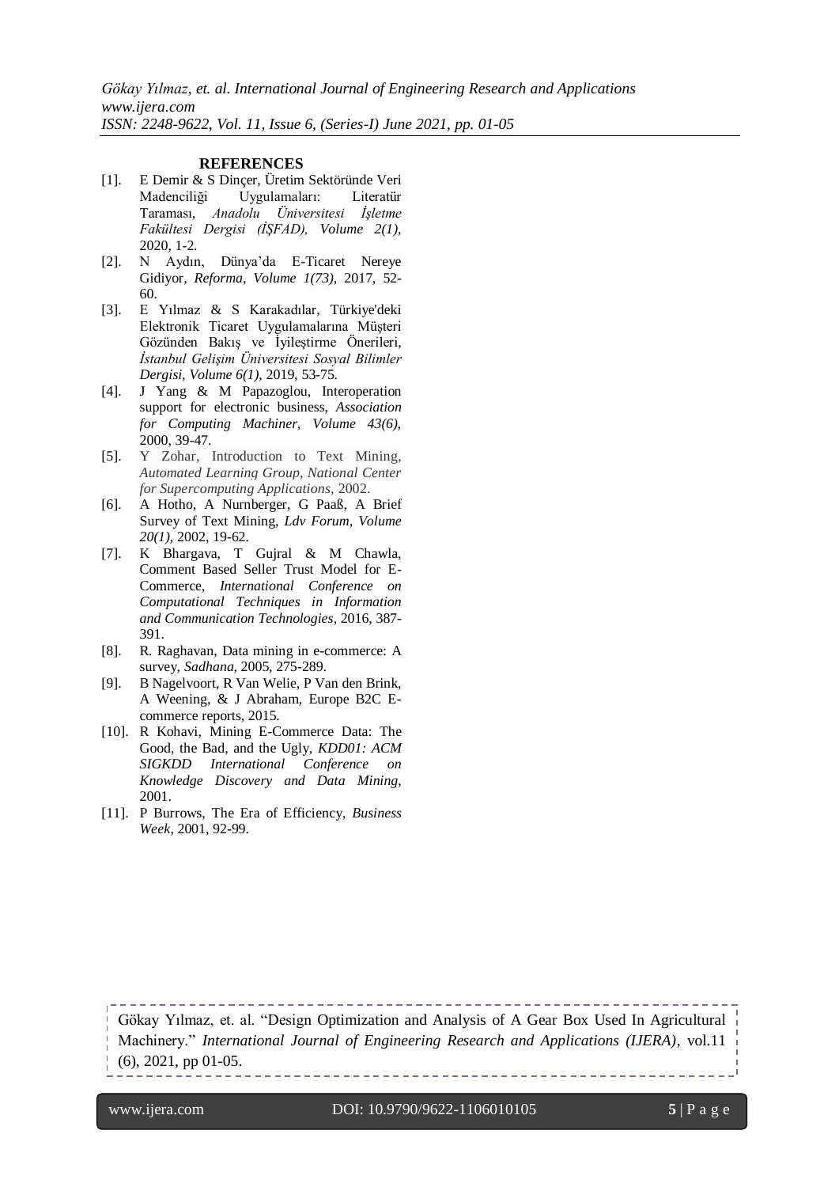## REFERENCES

[1]. E Demir & S Dinçer, Üretim Sektöründe Veri Madenciliği Uygulamaları: Literatür Taraması, *Anadolu Üniversitesi İşletme Fakültesi Dergisi (İŞFAD), Volume 2(1),* 2020, 1-2.

[2]. N Aydın, Dünya'da E-Ticaret Nereye Gidiyor, *Reforma, Volume 1(73),* 2017, 52-60.

[3]. E Yılmaz & S Karakadılar, Türkiye'deki Elektronik Ticaret Uygulamalarına Müşteri Gözünden Bakış ve İyileştirme Önerileri, *İstanbul Gelişim Üniversitesi Sosyal Bilimler Dergisi, Volume 6(1),* 2019, 53-75.

[4]. J Yang & M Papazoglou, Interoperation support for electronic business, *Association for Computing Machiner, Volume 43(6),* 2000, 39-47.

[5]. Y Zohar, Introduction to Text Mining, *Automated Learning Group, National Center for Supercomputing Applications,* 2002.

[6]. A Hotho, A Nurnberger, G Paaß, A Brief Survey of Text Mining, *Ldv Forum, Volume 20(1),* 2002, 19-62.

[7]. K Bhargava, T Gujral & M Chawla, Comment Based Seller Trust Model for E-Commerce, *International Conference on Computational Techniques in Information and Communication Technologies*, 2016, 387-391.

[8]. R. Raghavan, Data mining in e-commerce: A survey, *Sadhana*, 2005, 275-289.

[9]. B Nagelvoort, R Van Welie, P Van den Brink, A Weening, & J Abraham, Europe B2C E-commerce reports, 2015.

[10]. R Kohavi, Mining E-Commerce Data: The Good, the Bad, and the Ugly, *KDD01: ACM SIGKDD International Conference on Knowledge Discovery and Data Mining,* 2001.

[11]. P Burrows, The Era of Efficiency, *Business Week*, 2001, 92-99.

Gökay Yılmaz, et. al. "Design Optimization and Analysis of A Gear Box Used In Agricultural Machinery." *International Journal of Engineering Research and Applications (IJERA)*, vol.11 (6), 2021, pp 01-05.